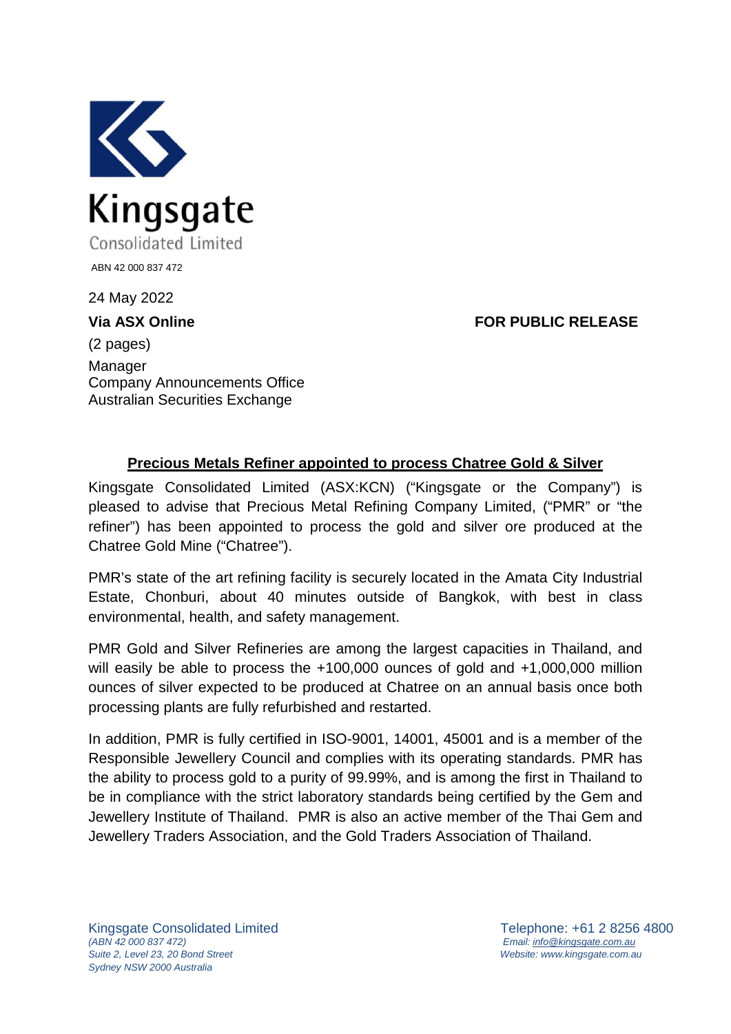Kingsgate

Consolidated Limited

ABN 42 000 837 472

24 May 2022

**Via ASX Online** **FOR PUBLIC RELEASE**

(2 pages)

Manager
Company Announcements Office
Australian Securities Exchange

## Precious Metals Refiner appointed to process Chatree Gold & Silver

Kingsgate Consolidated Limited (ASX:KCN) ("Kingsgate or the Company") is pleased to advise that Precious Metal Refining Company Limited, ("PMR" or "the refiner") has been appointed to process the gold and silver ore produced at the Chatree Gold Mine ("Chatree").

PMR's state of the art refining facility is securely located in the Amata City Industrial Estate, Chonburi, about 40 minutes outside of Bangkok, with best in class environmental, health, and safety management.

PMR Gold and Silver Refineries are among the largest capacities in Thailand, and will easily be able to process the +100,000 ounces of gold and +1,000,000 million ounces of silver expected to be produced at Chatree on an annual basis once both processing plants are fully refurbished and restarted.

In addition, PMR is fully certified in ISO-9001, 14001, 45001 and is a member of the Responsible Jewellery Council and complies with its operating standards. PMR has the ability to process gold to a purity of 99.99%, and is among the first in Thailand to be in compliance with the strict laboratory standards being certified by the Gem and Jewellery Institute of Thailand. PMR is also an active member of the Thai Gem and Jewellery Traders Association, and the Gold Traders Association of Thailand.

Kingsgate Consolidated Limited
*(ABN 42 000 837 472)*
*Suite 2, Level 23, 20 Bond Street*
*Sydney NSW 2000 Australia*

Telephone: +61 2 8256 4800
*Email: info@kingsgate.com.au*
*Website: www.kingsgate.com.au*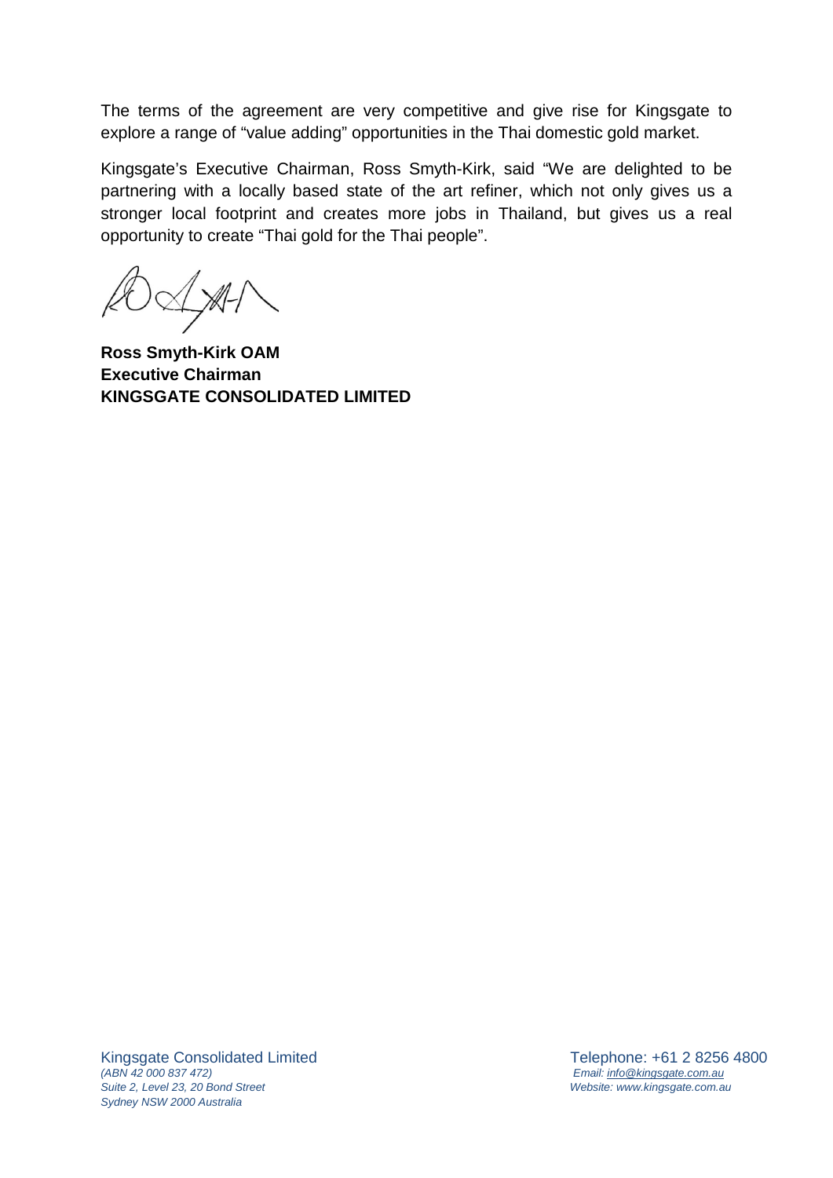The terms of the agreement are very competitive and give rise for Kingsgate to explore a range of "value adding" opportunities in the Thai domestic gold market.

Kingsgate's Executive Chairman, Ross Smyth-Kirk, said "We are delighted to be partnering with a locally based state of the art refiner, which not only gives us a stronger local footprint and creates more jobs in Thailand, but gives us a real opportunity to create "Thai gold for the Thai people".

**Ross Smyth-Kirk OAM**
**Executive Chairman**
**KINGSGATE CONSOLIDATED LIMITED**

Kingsgate Consolidated Limited
*(ABN 42 000 837 472)*
*Suite 2, Level 23, 20 Bond Street*
*Sydney NSW 2000 Australia*

Telephone: +61 2 8256 4800
*Email: info@kingsgate.com.au*
*Website: www.kingsgate.com.au*